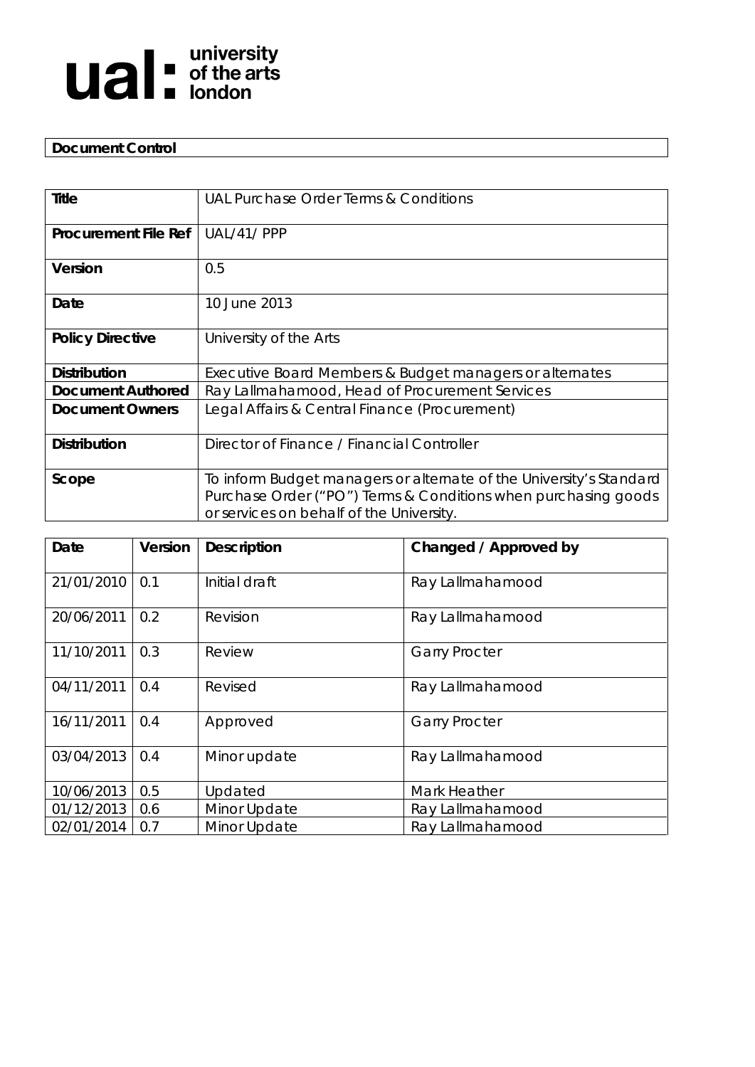ual: university of the arts london

**Document Control**

| **Title** | UAL Purchase Order Terms & Conditions |
|---|---|
| **Procurement File Ref** | UAL/41/ PPP |
| **Version** | 0.5 |
| **Date** | 10 June 2013 |
| **Policy Directive** | University of the Arts |
| **Distribution** | Executive Board Members & Budget managers or alternates |
| **Document Authored** | Ray Lallmahamood, Head of Procurement Services |
| **Document Owners** | Legal Affairs & Central Finance (Procurement) |
| **Distribution** | Director of Finance / Financial Controller |
| **Scope** | To inform Budget managers or alternate of the University's Standard Purchase Order ("PO") Terms & Conditions when purchasing goods or services on behalf of the University. |

| **Date** | **Version** | **Description** | **Changed / Approved by** |
|---|---|---|---|
| 21/01/2010 | 0.1 | Initial draft | Ray Lallmahamood |
| 20/06/2011 | 0.2 | Revision | Ray Lallmahamood |
| 11/10/2011 | 0.3 | Review | Garry Procter |
| 04/11/2011 | 0.4 | Revised | Ray Lallmahamood |
| 16/11/2011 | 0.4 | Approved | Garry Procter |
| 03/04/2013 | 0.4 | Minor update | Ray Lallmahamood |
| 10/06/2013 | 0.5 | Updated | Mark Heather |
| 01/12/2013 | 0.6 | Minor Update | Ray Lallmahamood |
| 02/01/2014 | 0.7 | Minor Update | Ray Lallmahamood |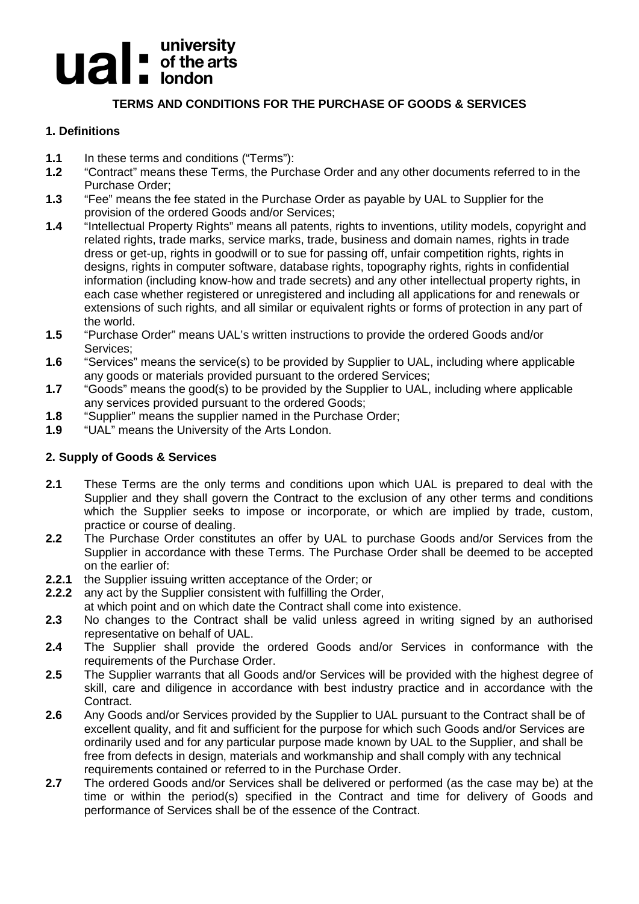ual: university of the arts london

## TERMS AND CONDITIONS FOR THE PURCHASE OF GOODS & SERVICES

### 1. Definitions

**1.1** In these terms and conditions ("Terms"):

**1.2** "Contract" means these Terms, the Purchase Order and any other documents referred to in the Purchase Order;

**1.3** "Fee" means the fee stated in the Purchase Order as payable by UAL to Supplier for the provision of the ordered Goods and/or Services;

**1.4** "Intellectual Property Rights" means all patents, rights to inventions, utility models, copyright and related rights, trade marks, service marks, trade, business and domain names, rights in trade dress or get-up, rights in goodwill or to sue for passing off, unfair competition rights, rights in designs, rights in computer software, database rights, topography rights, rights in confidential information (including know-how and trade secrets) and any other intellectual property rights, in each case whether registered or unregistered and including all applications for and renewals or extensions of such rights, and all similar or equivalent rights or forms of protection in any part of the world.

**1.5** "Purchase Order" means UAL's written instructions to provide the ordered Goods and/or Services;

**1.6** "Services" means the service(s) to be provided by Supplier to UAL, including where applicable any goods or materials provided pursuant to the ordered Services;

**1.7** "Goods" means the good(s) to be provided by the Supplier to UAL, including where applicable any services provided pursuant to the ordered Goods;

**1.8** "Supplier" means the supplier named in the Purchase Order;

**1.9** "UAL" means the University of the Arts London.

### 2. Supply of Goods & Services

**2.1** These Terms are the only terms and conditions upon which UAL is prepared to deal with the Supplier and they shall govern the Contract to the exclusion of any other terms and conditions which the Supplier seeks to impose or incorporate, or which are implied by trade, custom, practice or course of dealing.

**2.2** The Purchase Order constitutes an offer by UAL to purchase Goods and/or Services from the Supplier in accordance with these Terms. The Purchase Order shall be deemed to be accepted on the earlier of:

**2.2.1** the Supplier issuing written acceptance of the Order; or

**2.2.2** any act by the Supplier consistent with fulfilling the Order,

at which point and on which date the Contract shall come into existence.

**2.3** No changes to the Contract shall be valid unless agreed in writing signed by an authorised representative on behalf of UAL.

**2.4** The Supplier shall provide the ordered Goods and/or Services in conformance with the requirements of the Purchase Order.

**2.5** The Supplier warrants that all Goods and/or Services will be provided with the highest degree of skill, care and diligence in accordance with best industry practice and in accordance with the Contract.

**2.6** Any Goods and/or Services provided by the Supplier to UAL pursuant to the Contract shall be of excellent quality, and fit and sufficient for the purpose for which such Goods and/or Services are ordinarily used and for any particular purpose made known by UAL to the Supplier, and shall be free from defects in design, materials and workmanship and shall comply with any technical requirements contained or referred to in the Purchase Order.

**2.7** The ordered Goods and/or Services shall be delivered or performed (as the case may be) at the time or within the period(s) specified in the Contract and time for delivery of Goods and performance of Services shall be of the essence of the Contract.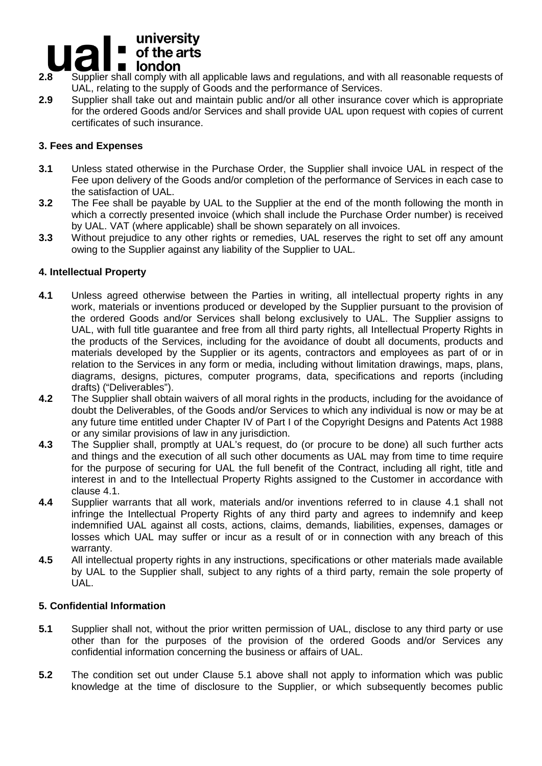**2.8** Supplier shall comply with all applicable laws and regulations, and with all reasonable requests of UAL, relating to the supply of Goods and the performance of Services.

**2.9** Supplier shall take out and maintain public and/or all other insurance cover which is appropriate for the ordered Goods and/or Services and shall provide UAL upon request with copies of current certificates of such insurance.

### 3. Fees and Expenses

**3.1** Unless stated otherwise in the Purchase Order, the Supplier shall invoice UAL in respect of the Fee upon delivery of the Goods and/or completion of the performance of Services in each case to the satisfaction of UAL.

**3.2** The Fee shall be payable by UAL to the Supplier at the end of the month following the month in which a correctly presented invoice (which shall include the Purchase Order number) is received by UAL. VAT (where applicable) shall be shown separately on all invoices.

**3.3** Without prejudice to any other rights or remedies, UAL reserves the right to set off any amount owing to the Supplier against any liability of the Supplier to UAL.

### 4. Intellectual Property

**4.1** Unless agreed otherwise between the Parties in writing, all intellectual property rights in any work, materials or inventions produced or developed by the Supplier pursuant to the provision of the ordered Goods and/or Services shall belong exclusively to UAL. The Supplier assigns to UAL, with full title guarantee and free from all third party rights, all Intellectual Property Rights in the products of the Services, including for the avoidance of doubt all documents, products and materials developed by the Supplier or its agents, contractors and employees as part of or in relation to the Services in any form or media, including without limitation drawings, maps, plans, diagrams, designs, pictures, computer programs, data, specifications and reports (including drafts) ("Deliverables").

**4.2** The Supplier shall obtain waivers of all moral rights in the products, including for the avoidance of doubt the Deliverables, of the Goods and/or Services to which any individual is now or may be at any future time entitled under Chapter IV of Part I of the Copyright Designs and Patents Act 1988 or any similar provisions of law in any jurisdiction.

**4.3** The Supplier shall, promptly at UAL's request, do (or procure to be done) all such further acts and things and the execution of all such other documents as UAL may from time to time require for the purpose of securing for UAL the full benefit of the Contract, including all right, title and interest in and to the Intellectual Property Rights assigned to the Customer in accordance with clause 4.1.

**4.4** Supplier warrants that all work, materials and/or inventions referred to in clause 4.1 shall not infringe the Intellectual Property Rights of any third party and agrees to indemnify and keep indemnified UAL against all costs, actions, claims, demands, liabilities, expenses, damages or losses which UAL may suffer or incur as a result of or in connection with any breach of this warranty.

**4.5** All intellectual property rights in any instructions, specifications or other materials made available by UAL to the Supplier shall, subject to any rights of a third party, remain the sole property of UAL.

### 5. Confidential Information

**5.1** Supplier shall not, without the prior written permission of UAL, disclose to any third party or use other than for the purposes of the provision of the ordered Goods and/or Services any confidential information concerning the business or affairs of UAL.

**5.2** The condition set out under Clause 5.1 above shall not apply to information which was public knowledge at the time of disclosure to the Supplier, or which subsequently becomes public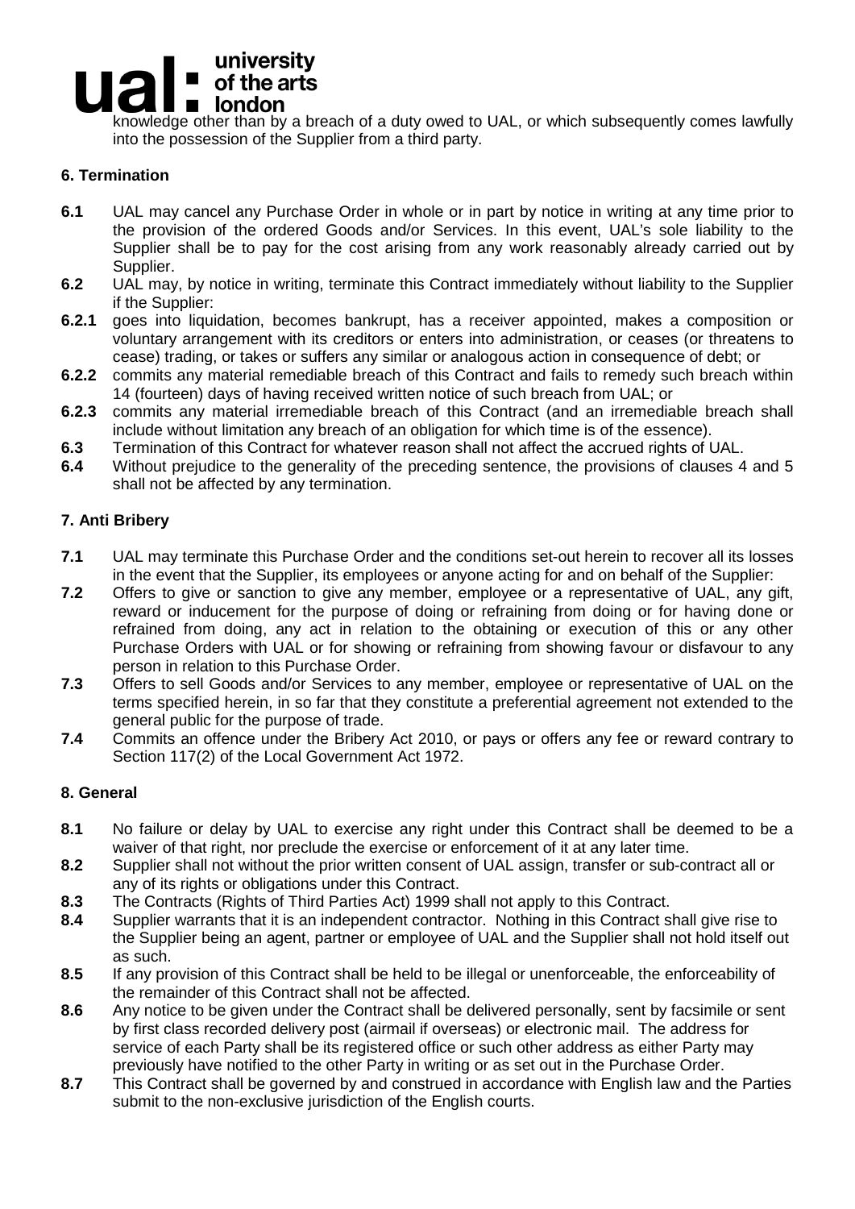knowledge other than by a breach of a duty owed to UAL, or which subsequently comes lawfully into the possession of the Supplier from a third party.

**6. Termination**

**6.1** UAL may cancel any Purchase Order in whole or in part by notice in writing at any time prior to the provision of the ordered Goods and/or Services. In this event, UAL's sole liability to the Supplier shall be to pay for the cost arising from any work reasonably already carried out by Supplier.

**6.2** UAL may, by notice in writing, terminate this Contract immediately without liability to the Supplier if the Supplier:

**6.2.1** goes into liquidation, becomes bankrupt, has a receiver appointed, makes a composition or voluntary arrangement with its creditors or enters into administration, or ceases (or threatens to cease) trading, or takes or suffers any similar or analogous action in consequence of debt; or

**6.2.2** commits any material remediable breach of this Contract and fails to remedy such breach within 14 (fourteen) days of having received written notice of such breach from UAL; or

**6.2.3** commits any material irremediable breach of this Contract (and an irremediable breach shall include without limitation any breach of an obligation for which time is of the essence).

**6.3** Termination of this Contract for whatever reason shall not affect the accrued rights of UAL.

**6.4** Without prejudice to the generality of the preceding sentence, the provisions of clauses 4 and 5 shall not be affected by any termination.

**7. Anti Bribery**

**7.1** UAL may terminate this Purchase Order and the conditions set-out herein to recover all its losses in the event that the Supplier, its employees or anyone acting for and on behalf of the Supplier:

**7.2** Offers to give or sanction to give any member, employee or a representative of UAL, any gift, reward or inducement for the purpose of doing or refraining from doing or for having done or refrained from doing, any act in relation to the obtaining or execution of this or any other Purchase Orders with UAL or for showing or refraining from showing favour or disfavour to any person in relation to this Purchase Order.

**7.3** Offers to sell Goods and/or Services to any member, employee or representative of UAL on the terms specified herein, in so far that they constitute a preferential agreement not extended to the general public for the purpose of trade.

**7.4** Commits an offence under the Bribery Act 2010, or pays or offers any fee or reward contrary to Section 117(2) of the Local Government Act 1972.

**8. General**

**8.1** No failure or delay by UAL to exercise any right under this Contract shall be deemed to be a waiver of that right, nor preclude the exercise or enforcement of it at any later time.

**8.2** Supplier shall not without the prior written consent of UAL assign, transfer or sub-contract all or any of its rights or obligations under this Contract.

**8.3** The Contracts (Rights of Third Parties Act) 1999 shall not apply to this Contract.

**8.4** Supplier warrants that it is an independent contractor. Nothing in this Contract shall give rise to the Supplier being an agent, partner or employee of UAL and the Supplier shall not hold itself out as such.

**8.5** If any provision of this Contract shall be held to be illegal or unenforceable, the enforceability of the remainder of this Contract shall not be affected.

**8.6** Any notice to be given under the Contract shall be delivered personally, sent by facsimile or sent by first class recorded delivery post (airmail if overseas) or electronic mail. The address for service of each Party shall be its registered office or such other address as either Party may previously have notified to the other Party in writing or as set out in the Purchase Order.

**8.7** This Contract shall be governed by and construed in accordance with English law and the Parties submit to the non-exclusive jurisdiction of the English courts.